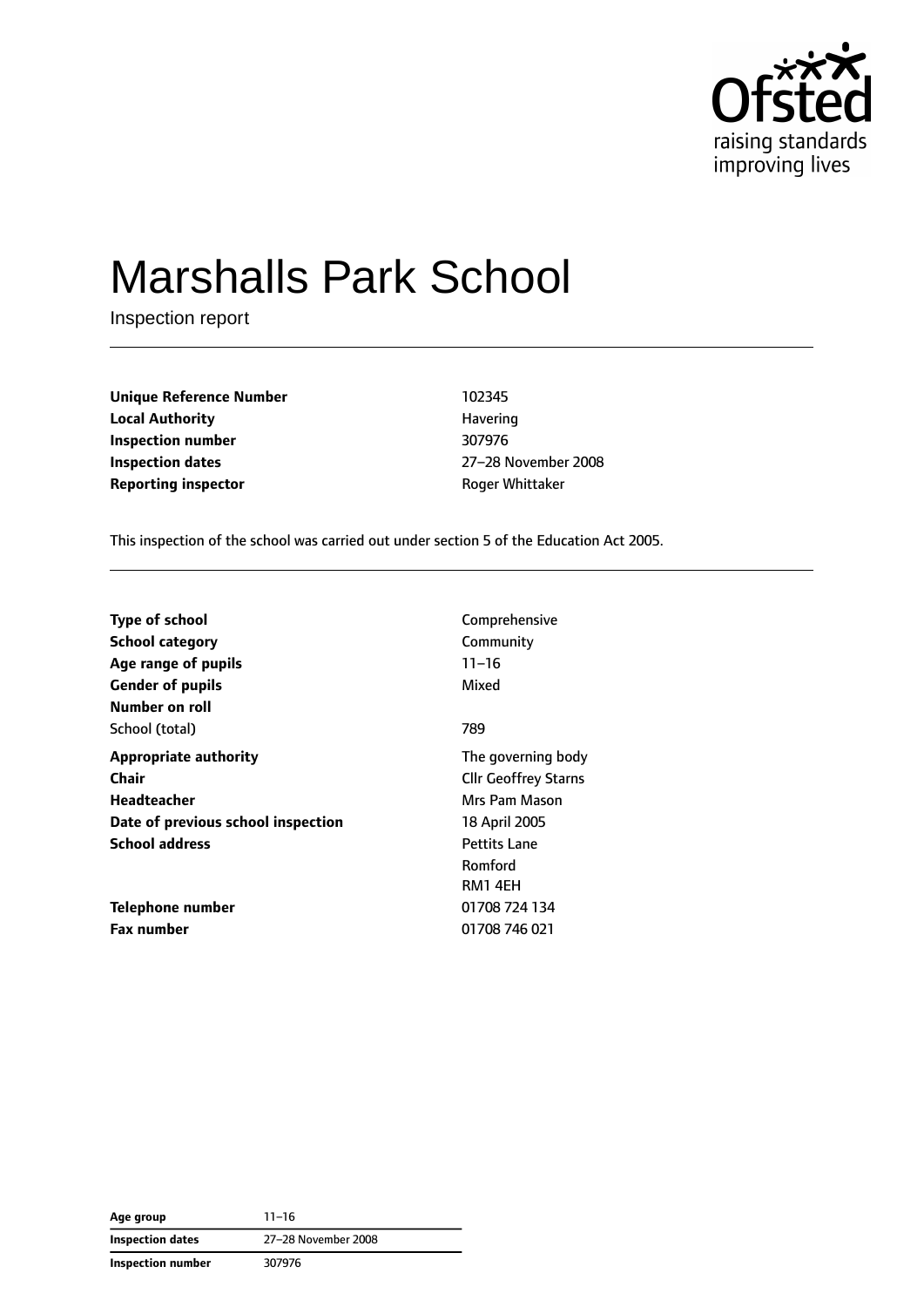Ofsted
raising standards
improving lives

# Marshalls Park School

Inspection report

| | |
|---|---|
| **Unique Reference Number** | 102345 |
| **Local Authority** | Havering |
| **Inspection number** | 307976 |
| **Inspection dates** | 27–28 November 2008 |
| **Reporting inspector** | Roger Whittaker |

This inspection of the school was carried out under section 5 of the Education Act 2005.

| | |
|---|---|
| **Type of school** | Comprehensive |
| **School category** | Community |
| **Age range of pupils** | 11–16 |
| **Gender of pupils** | Mixed |
| **Number on roll** | |
| School (total) | 789 |
| **Appropriate authority** | The governing body |
| **Chair** | Cllr Geoffrey Starns |
| **Headteacher** | Mrs Pam Mason |
| **Date of previous school inspection** | 18 April 2005 |
| **School address** | Pettits Lane<br>Romford<br>RM1 4EH |
| **Telephone number** | 01708 724 134 |
| **Fax number** | 01708 746 021 |

| | |
|---|---|
| **Age group** | 11–16 |
| **Inspection dates** | 27–28 November 2008 |
| **Inspection number** | 307976 |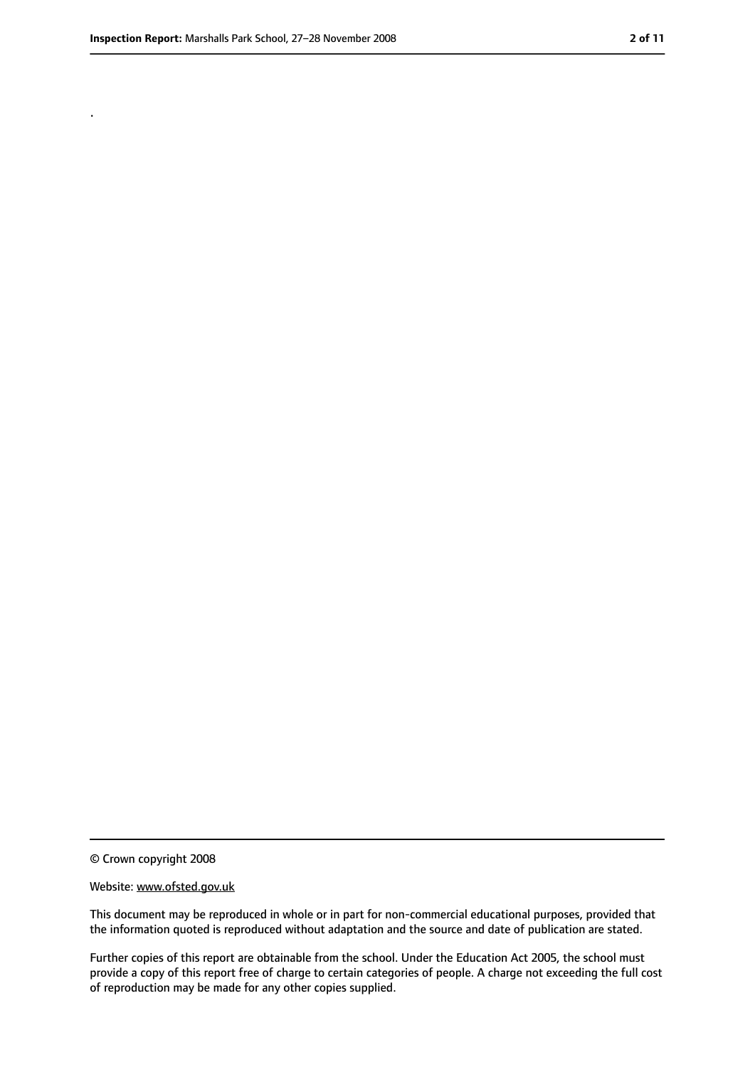.

© Crown copyright 2008

Website: www.ofsted.gov.uk

This document may be reproduced in whole or in part for non-commercial educational purposes, provided that the information quoted is reproduced without adaptation and the source and date of publication are stated.

Further copies of this report are obtainable from the school. Under the Education Act 2005, the school must provide a copy of this report free of charge to certain categories of people. A charge not exceeding the full cost of reproduction may be made for any other copies supplied.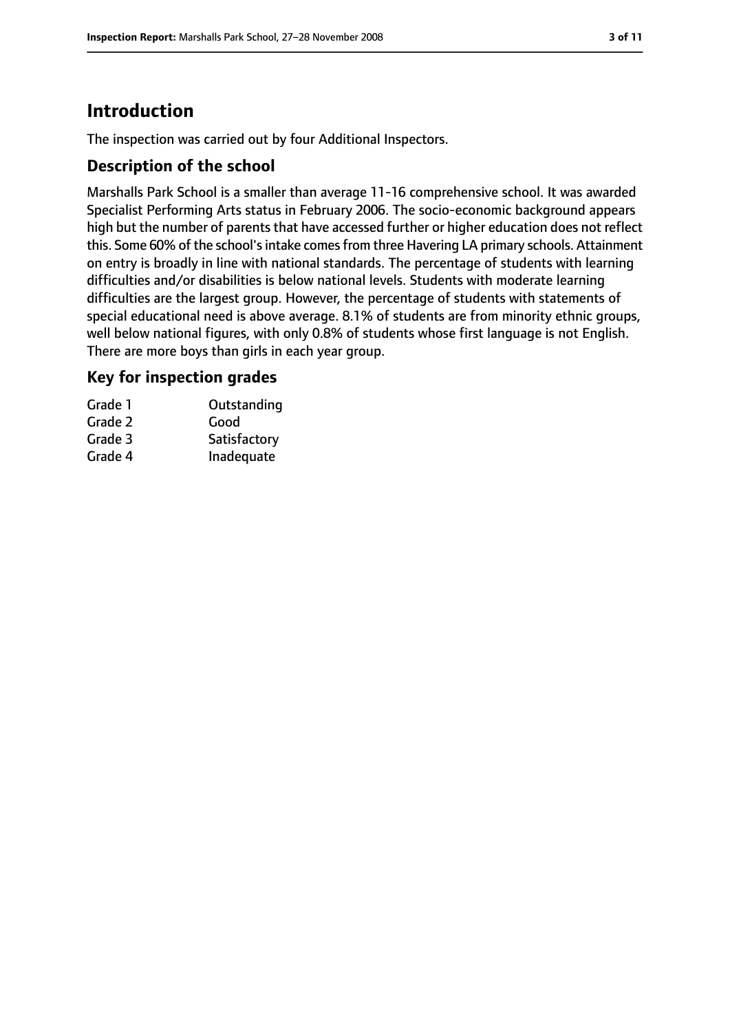## Introduction

The inspection was carried out by four Additional Inspectors.

### Description of the school

Marshalls Park School is a smaller than average 11-16 comprehensive school. It was awarded Specialist Performing Arts status in February 2006. The socio-economic background appears high but the number of parents that have accessed further or higher education does not reflect this. Some 60% of the school's intake comes from three Havering LA primary schools. Attainment on entry is broadly in line with national standards. The percentage of students with learning difficulties and/or disabilities is below national levels. Students with moderate learning difficulties are the largest group. However, the percentage of students with statements of special educational need is above average. 8.1% of students are from minority ethnic groups, well below national figures, with only 0.8% of students whose first language is not English. There are more boys than girls in each year group.

### Key for inspection grades

| | |
|---|---|
| Grade 1 | Outstanding |
| Grade 2 | Good |
| Grade 3 | Satisfactory |
| Grade 4 | Inadequate |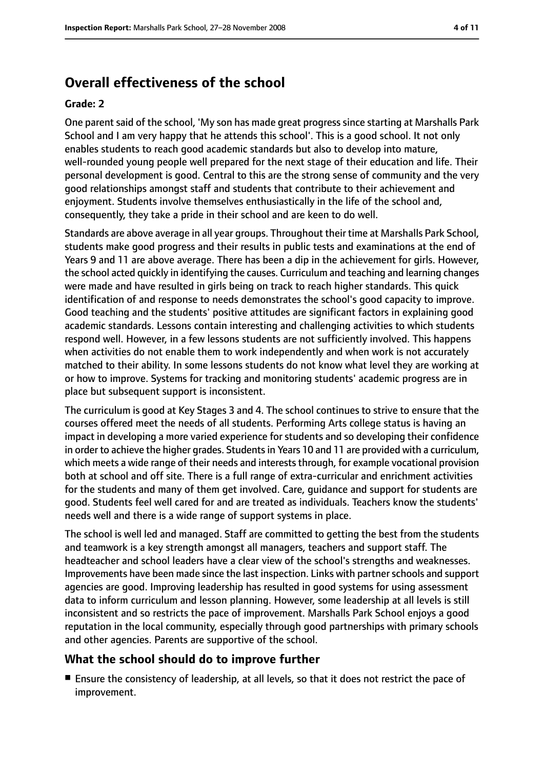## Overall effectiveness of the school

**Grade: 2**

One parent said of the school, 'My son has made great progress since starting at Marshalls Park School and I am very happy that he attends this school'. This is a good school. It not only enables students to reach good academic standards but also to develop into mature, well-rounded young people well prepared for the next stage of their education and life. Their personal development is good. Central to this are the strong sense of community and the very good relationships amongst staff and students that contribute to their achievement and enjoyment. Students involve themselves enthusiastically in the life of the school and, consequently, they take a pride in their school and are keen to do well.

Standards are above average in all year groups. Throughout their time at Marshalls Park School, students make good progress and their results in public tests and examinations at the end of Years 9 and 11 are above average. There has been a dip in the achievement for girls. However, the school acted quickly in identifying the causes. Curriculum and teaching and learning changes were made and have resulted in girls being on track to reach higher standards. This quick identification of and response to needs demonstrates the school's good capacity to improve. Good teaching and the students' positive attitudes are significant factors in explaining good academic standards. Lessons contain interesting and challenging activities to which students respond well. However, in a few lessons students are not sufficiently involved. This happens when activities do not enable them to work independently and when work is not accurately matched to their ability. In some lessons students do not know what level they are working at or how to improve. Systems for tracking and monitoring students' academic progress are in place but subsequent support is inconsistent.

The curriculum is good at Key Stages 3 and 4. The school continues to strive to ensure that the courses offered meet the needs of all students. Performing Arts college status is having an impact in developing a more varied experience for students and so developing their confidence in order to achieve the higher grades. Students in Years 10 and 11 are provided with a curriculum, which meets a wide range of their needs and interests through, for example vocational provision both at school and off site. There is a full range of extra-curricular and enrichment activities for the students and many of them get involved. Care, guidance and support for students are good. Students feel well cared for and are treated as individuals. Teachers know the students' needs well and there is a wide range of support systems in place.

The school is well led and managed. Staff are committed to getting the best from the students and teamwork is a key strength amongst all managers, teachers and support staff. The headteacher and school leaders have a clear view of the school's strengths and weaknesses. Improvements have been made since the last inspection. Links with partner schools and support agencies are good. Improving leadership has resulted in good systems for using assessment data to inform curriculum and lesson planning. However, some leadership at all levels is still inconsistent and so restricts the pace of improvement. Marshalls Park School enjoys a good reputation in the local community, especially through good partnerships with primary schools and other agencies. Parents are supportive of the school.

### What the school should do to improve further

- Ensure the consistency of leadership, at all levels, so that it does not restrict the pace of improvement.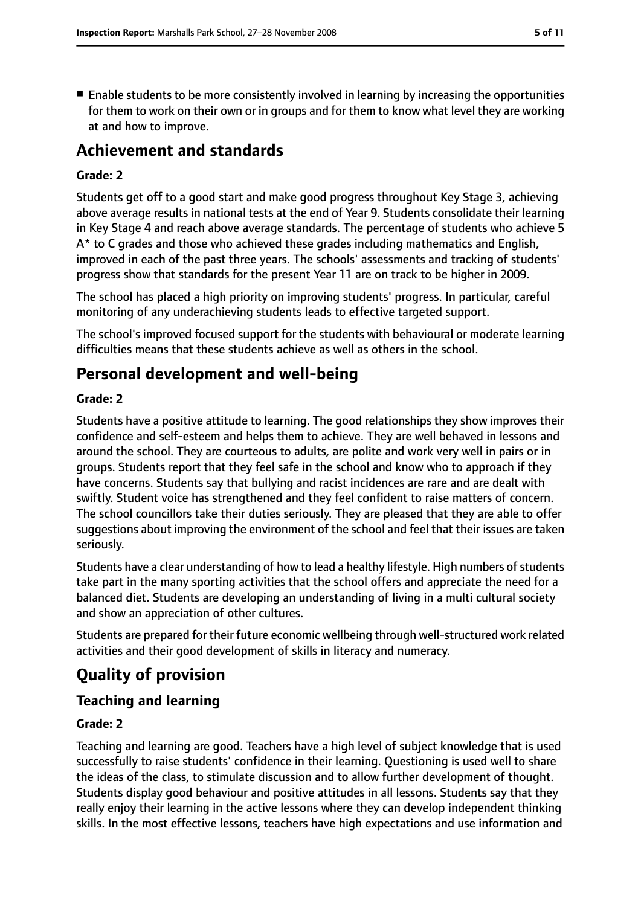- Enable students to be more consistently involved in learning by increasing the opportunities for them to work on their own or in groups and for them to know what level they are working at and how to improve.

# Achievement and standards

**Grade: 2**

Students get off to a good start and make good progress throughout Key Stage 3, achieving above average results in national tests at the end of Year 9. Students consolidate their learning in Key Stage 4 and reach above average standards. The percentage of students who achieve 5 A* to C grades and those who achieved these grades including mathematics and English, improved in each of the past three years. The schools' assessments and tracking of students' progress show that standards for the present Year 11 are on track to be higher in 2009.

The school has placed a high priority on improving students' progress. In particular, careful monitoring of any underachieving students leads to effective targeted support.

The school's improved focused support for the students with behavioural or moderate learning difficulties means that these students achieve as well as others in the school.

# Personal development and well-being

**Grade: 2**

Students have a positive attitude to learning. The good relationships they show improves their confidence and self-esteem and helps them to achieve. They are well behaved in lessons and around the school. They are courteous to adults, are polite and work very well in pairs or in groups. Students report that they feel safe in the school and know who to approach if they have concerns. Students say that bullying and racist incidences are rare and are dealt with swiftly. Student voice has strengthened and they feel confident to raise matters of concern. The school councillors take their duties seriously. They are pleased that they are able to offer suggestions about improving the environment of the school and feel that their issues are taken seriously.

Students have a clear understanding of how to lead a healthy lifestyle. High numbers of students take part in the many sporting activities that the school offers and appreciate the need for a balanced diet. Students are developing an understanding of living in a multi cultural society and show an appreciation of other cultures.

Students are prepared for their future economic wellbeing through well-structured work related activities and their good development of skills in literacy and numeracy.

# Quality of provision

## Teaching and learning

**Grade: 2**

Teaching and learning are good. Teachers have a high level of subject knowledge that is used successfully to raise students' confidence in their learning. Questioning is used well to share the ideas of the class, to stimulate discussion and to allow further development of thought. Students display good behaviour and positive attitudes in all lessons. Students say that they really enjoy their learning in the active lessons where they can develop independent thinking skills. In the most effective lessons, teachers have high expectations and use information and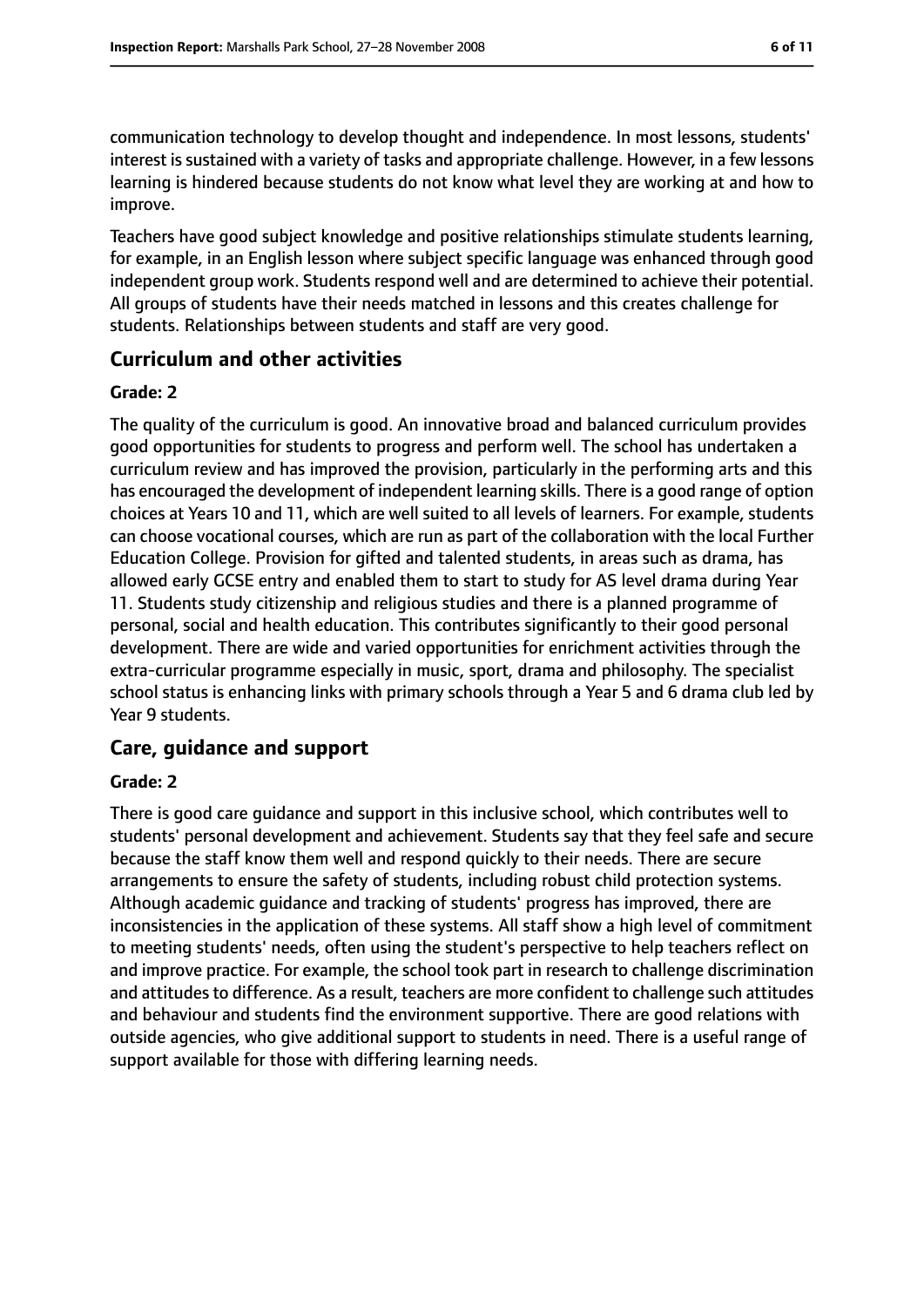communication technology to develop thought and independence. In most lessons, students' interest is sustained with a variety of tasks and appropriate challenge. However, in a few lessons learning is hindered because students do not know what level they are working at and how to improve.

Teachers have good subject knowledge and positive relationships stimulate students learning, for example, in an English lesson where subject specific language was enhanced through good independent group work. Students respond well and are determined to achieve their potential. All groups of students have their needs matched in lessons and this creates challenge for students. Relationships between students and staff are very good.

## Curriculum and other activities

### Grade: 2

The quality of the curriculum is good. An innovative broad and balanced curriculum provides good opportunities for students to progress and perform well. The school has undertaken a curriculum review and has improved the provision, particularly in the performing arts and this has encouraged the development of independent learning skills. There is a good range of option choices at Years 10 and 11, which are well suited to all levels of learners. For example, students can choose vocational courses, which are run as part of the collaboration with the local Further Education College. Provision for gifted and talented students, in areas such as drama, has allowed early GCSE entry and enabled them to start to study for AS level drama during Year 11. Students study citizenship and religious studies and there is a planned programme of personal, social and health education. This contributes significantly to their good personal development. There are wide and varied opportunities for enrichment activities through the extra-curricular programme especially in music, sport, drama and philosophy. The specialist school status is enhancing links with primary schools through a Year 5 and 6 drama club led by Year 9 students.

## Care, guidance and support

### Grade: 2

There is good care guidance and support in this inclusive school, which contributes well to students' personal development and achievement. Students say that they feel safe and secure because the staff know them well and respond quickly to their needs. There are secure arrangements to ensure the safety of students, including robust child protection systems. Although academic guidance and tracking of students' progress has improved, there are inconsistencies in the application of these systems. All staff show a high level of commitment to meeting students' needs, often using the student's perspective to help teachers reflect on and improve practice. For example, the school took part in research to challenge discrimination and attitudes to difference. As a result, teachers are more confident to challenge such attitudes and behaviour and students find the environment supportive. There are good relations with outside agencies, who give additional support to students in need. There is a useful range of support available for those with differing learning needs.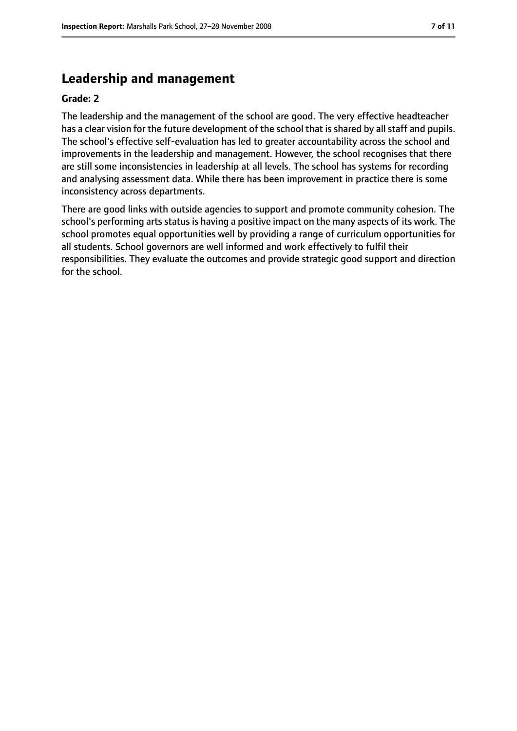## Leadership and management

**Grade: 2**

The leadership and the management of the school are good. The very effective headteacher has a clear vision for the future development of the school that is shared by all staff and pupils. The school's effective self-evaluation has led to greater accountability across the school and improvements in the leadership and management. However, the school recognises that there are still some inconsistencies in leadership at all levels. The school has systems for recording and analysing assessment data. While there has been improvement in practice there is some inconsistency across departments.

There are good links with outside agencies to support and promote community cohesion. The school's performing arts status is having a positive impact on the many aspects of its work. The school promotes equal opportunities well by providing a range of curriculum opportunities for all students. School governors are well informed and work effectively to fulfil their responsibilities. They evaluate the outcomes and provide strategic good support and direction for the school.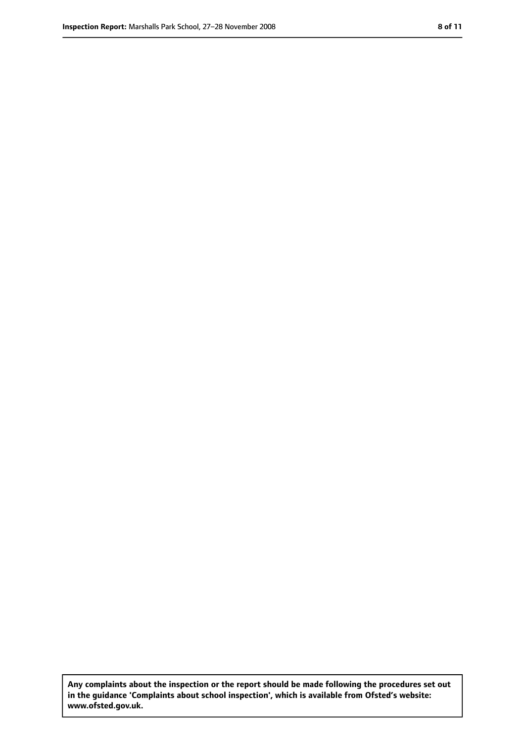**Any complaints about the inspection or the report should be made following the procedures set out in the guidance 'Complaints about school inspection', which is available from Ofsted's website: www.ofsted.gov.uk.**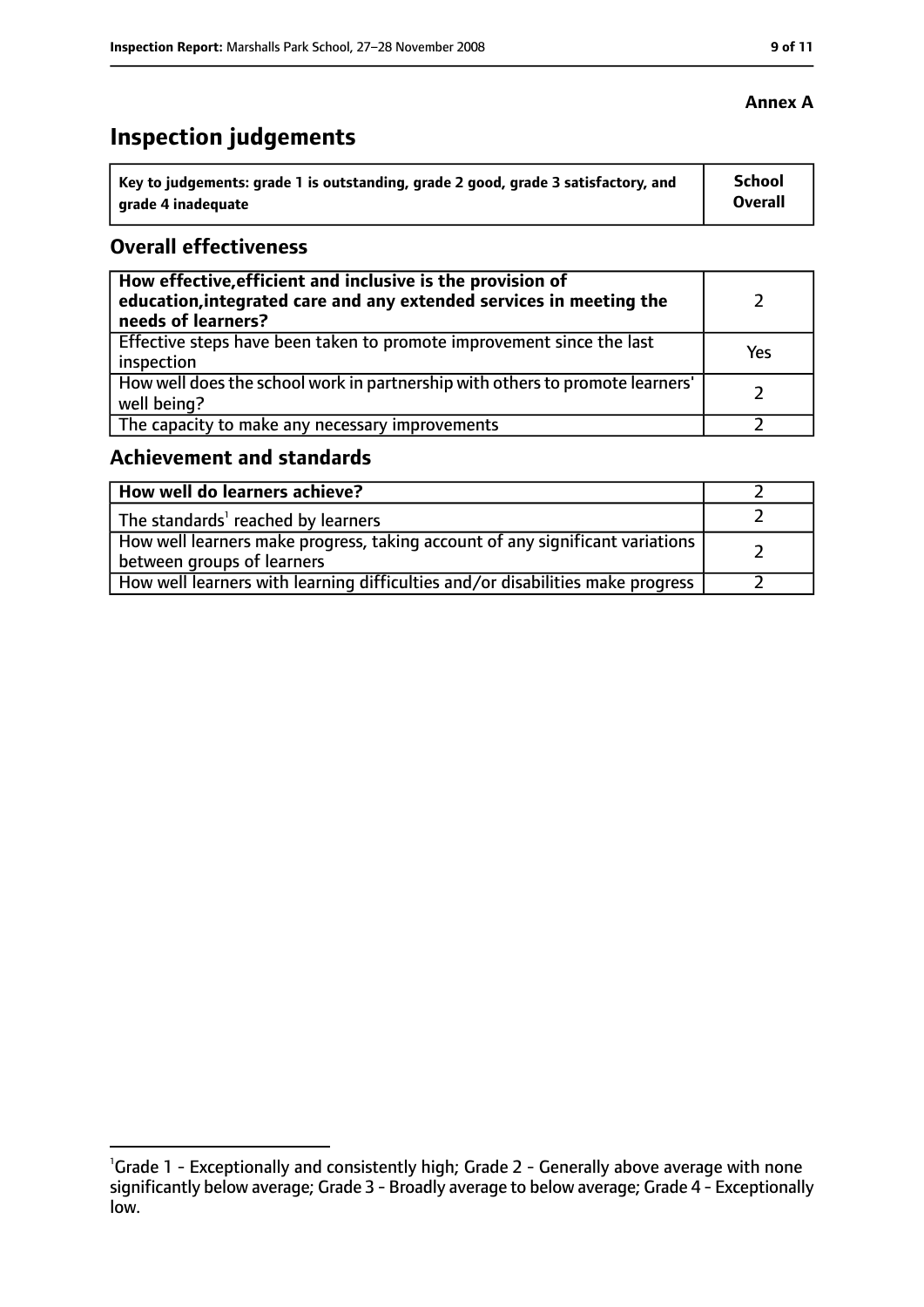**Annex A**

# Inspection judgements

| Key to judgements: grade 1 is outstanding, grade 2 good, grade 3 satisfactory, and grade 4 inadequate | School Overall |
|---|---|

## Overall effectiveness

| | |
|---|---|
| **How effective, efficient and inclusive is the provision of education, integrated care and any extended services in meeting the needs of learners?** | 2 |
| Effective steps have been taken to promote improvement since the last inspection | Yes |
| How well does the school work in partnership with others to promote learners' well being? | 2 |
| The capacity to make any necessary improvements | 2 |

## Achievement and standards

| | |
|---|---|
| **How well do learners achieve?** | 2 |
| The standards[1] reached by learners | 2 |
| How well learners make progress, taking account of any significant variations between groups of learners | 2 |
| How well learners with learning difficulties and/or disabilities make progress | 2 |

[1]Grade 1 - Exceptionally and consistently high; Grade 2 - Generally above average with none significantly below average; Grade 3 - Broadly average to below average; Grade 4 - Exceptionally low.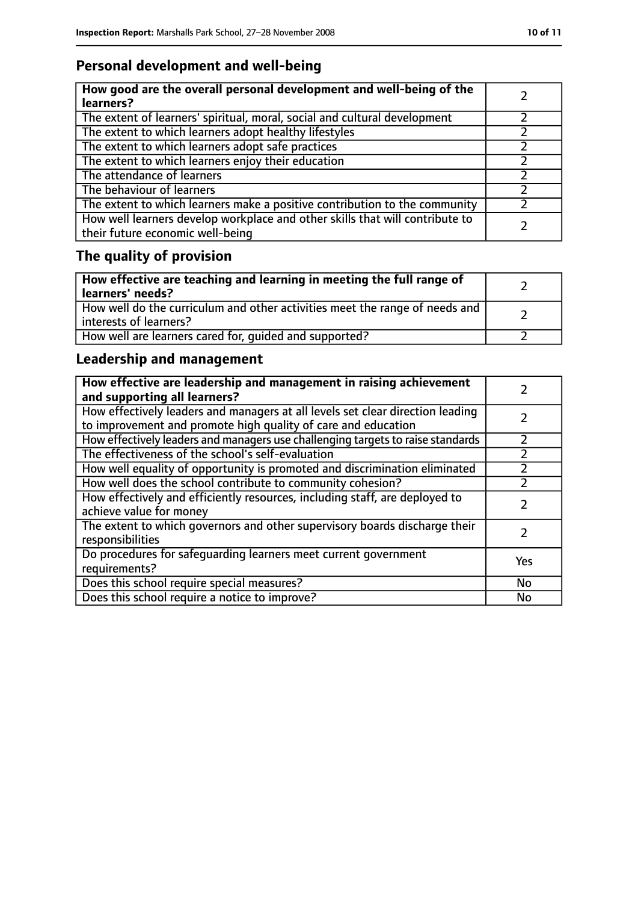## Personal development and well-being

| | |
|---|---|
| **How good are the overall personal development and well-being of the learners?** | 2 |
| The extent of learners' spiritual, moral, social and cultural development | 2 |
| The extent to which learners adopt healthy lifestyles | 2 |
| The extent to which learners adopt safe practices | 2 |
| The extent to which learners enjoy their education | 2 |
| The attendance of learners | 2 |
| The behaviour of learners | 2 |
| The extent to which learners make a positive contribution to the community | 2 |
| How well learners develop workplace and other skills that will contribute to their future economic well-being | 2 |

## The quality of provision

| | |
|---|---|
| **How effective are teaching and learning in meeting the full range of learners' needs?** | 2 |
| How well do the curriculum and other activities meet the range of needs and interests of learners? | 2 |
| How well are learners cared for, guided and supported? | 2 |

## Leadership and management

| | |
|---|---|
| **How effective are leadership and management in raising achievement and supporting all learners?** | 2 |
| How effectively leaders and managers at all levels set clear direction leading to improvement and promote high quality of care and education | 2 |
| How effectively leaders and managers use challenging targets to raise standards | 2 |
| The effectiveness of the school's self-evaluation | 2 |
| How well equality of opportunity is promoted and discrimination eliminated | 2 |
| How well does the school contribute to community cohesion? | 2 |
| How effectively and efficiently resources, including staff, are deployed to achieve value for money | 2 |
| The extent to which governors and other supervisory boards discharge their responsibilities | 2 |
| Do procedures for safeguarding learners meet current government requirements? | Yes |
| Does this school require special measures? | No |
| Does this school require a notice to improve? | No |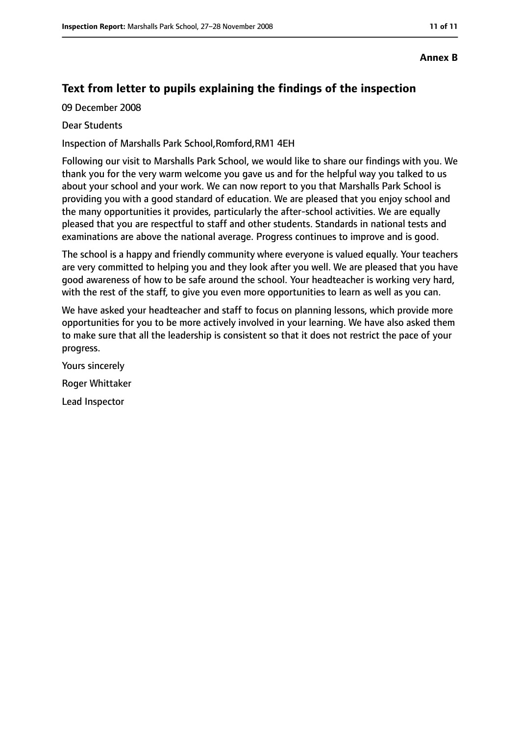**Annex B**

## Text from letter to pupils explaining the findings of the inspection

09 December 2008

Dear Students

Inspection of Marshalls Park School,Romford,RM1 4EH

Following our visit to Marshalls Park School, we would like to share our findings with you. We thank you for the very warm welcome you gave us and for the helpful way you talked to us about your school and your work. We can now report to you that Marshalls Park School is providing you with a good standard of education. We are pleased that you enjoy school and the many opportunities it provides, particularly the after-school activities. We are equally pleased that you are respectful to staff and other students. Standards in national tests and examinations are above the national average. Progress continues to improve and is good.

The school is a happy and friendly community where everyone is valued equally. Your teachers are very committed to helping you and they look after you well. We are pleased that you have good awareness of how to be safe around the school. Your headteacher is working very hard, with the rest of the staff, to give you even more opportunities to learn as well as you can.

We have asked your headteacher and staff to focus on planning lessons, which provide more opportunities for you to be more actively involved in your learning. We have also asked them to make sure that all the leadership is consistent so that it does not restrict the pace of your progress.

Yours sincerely

Roger Whittaker

Lead Inspector